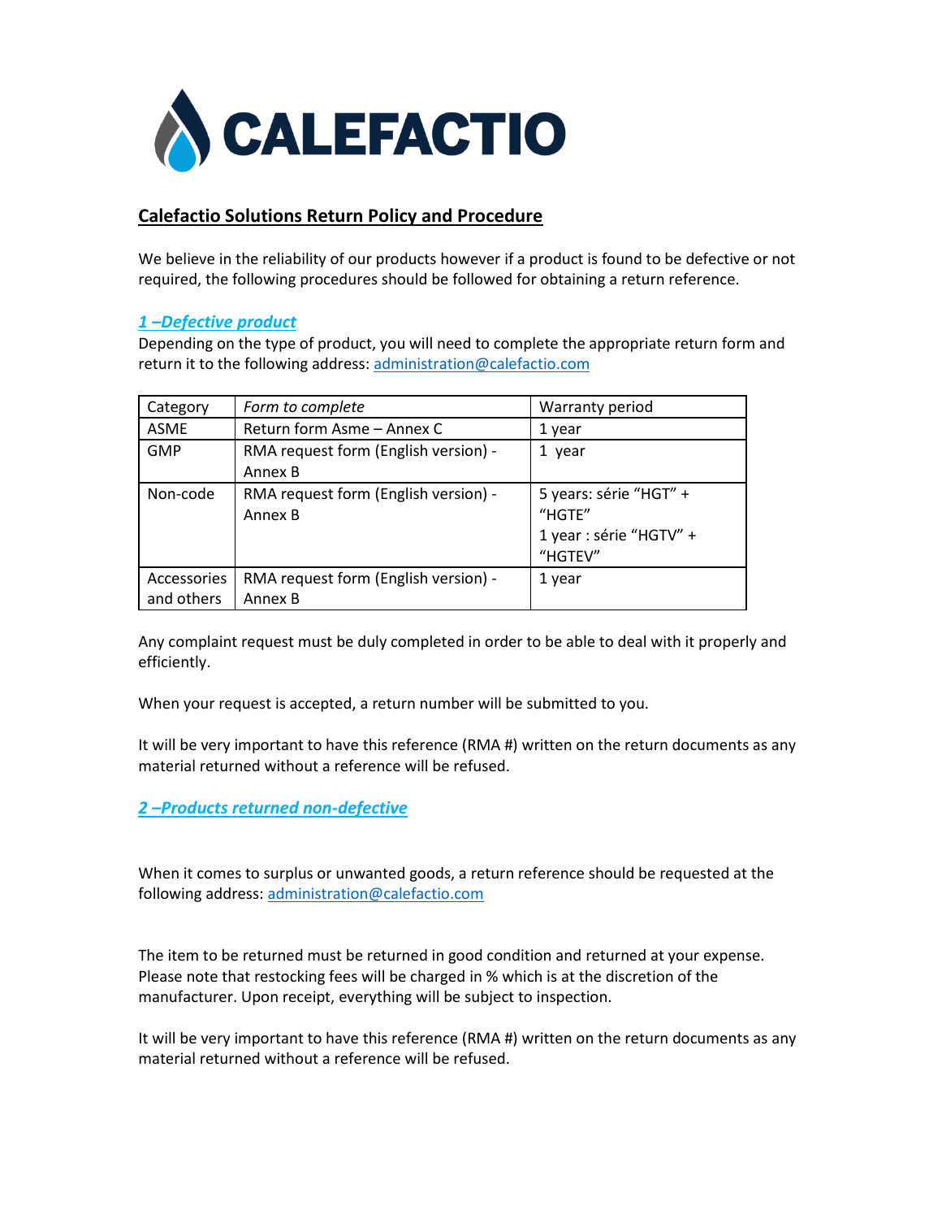CALEFACTIO

# Calefactio Solutions Return Policy and Procedure

We believe in the reliability of our products however if a product is found to be defective or not required, the following procedures should be followed for obtaining a return reference.

## *1 –Defective product*

Depending on the type of product, you will need to complete the appropriate return form and return it to the following address: administration@calefactio.com

| Category | *Form to complete* | Warranty period |
| --- | --- | --- |
| ASME | Return form Asme – Annex C | 1 year |
| GMP | RMA request form (English version) - Annex B | 1 year |
| Non-code | RMA request form (English version) - Annex B | 5 years: série "HGT" + "HGTE"<br>1 year : série "HGTV" + "HGTEV" |
| Accessories and others | RMA request form (English version) - Annex B | 1 year |

Any complaint request must be duly completed in order to be able to deal with it properly and efficiently.

When your request is accepted, a return number will be submitted to you.

It will be very important to have this reference (RMA #) written on the return documents as any material returned without a reference will be refused.

## *2 –Products returned non-defective*

When it comes to surplus or unwanted goods, a return reference should be requested at the following address: administration@calefactio.com

The item to be returned must be returned in good condition and returned at your expense. Please note that restocking fees will be charged in % which is at the discretion of the manufacturer. Upon receipt, everything will be subject to inspection.

It will be very important to have this reference (RMA #) written on the return documents as any material returned without a reference will be refused.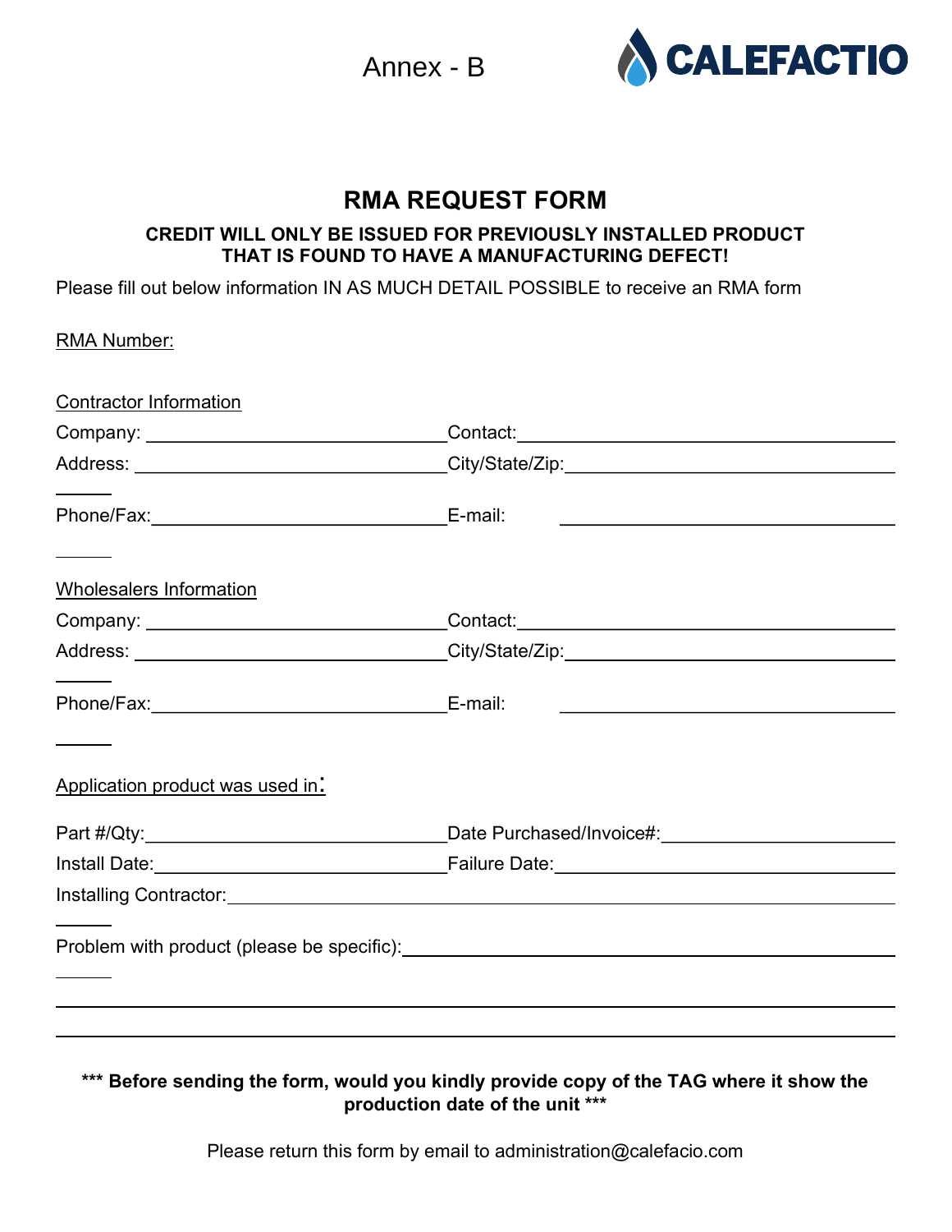Annex - B

CALEFACTIO

# RMA REQUEST FORM

**CREDIT WILL ONLY BE ISSUED FOR PREVIOUSLY INSTALLED PRODUCT THAT IS FOUND TO HAVE A MANUFACTURING DEFECT!**

Please fill out below information IN AS MUCH DETAIL POSSIBLE to receive an RMA form

RMA Number:

Contractor Information

Company: ______________________________ Contact: ______________________________

Address: ______________________________ City/State/Zip: ______________________________

Phone/Fax: ______________________________ E-mail: ______________________________

Wholesalers Information

Company: ______________________________ Contact: ______________________________

Address: ______________________________ City/State/Zip: ______________________________

Phone/Fax: ______________________________ E-mail: ______________________________

Application product was used in:

Part #/Qty: ______________________________ Date Purchased/Invoice#: ______________________________

Install Date: ______________________________ Failure Date: ______________________________

Installing Contractor: ______________________________

Problem with product (please be specific): ______________________________

______________________________

______________________________

**\*\*\* Before sending the form, would you kindly provide copy of the TAG where it show the production date of the unit \*\*\***

Please return this form by email to administration@calefacio.com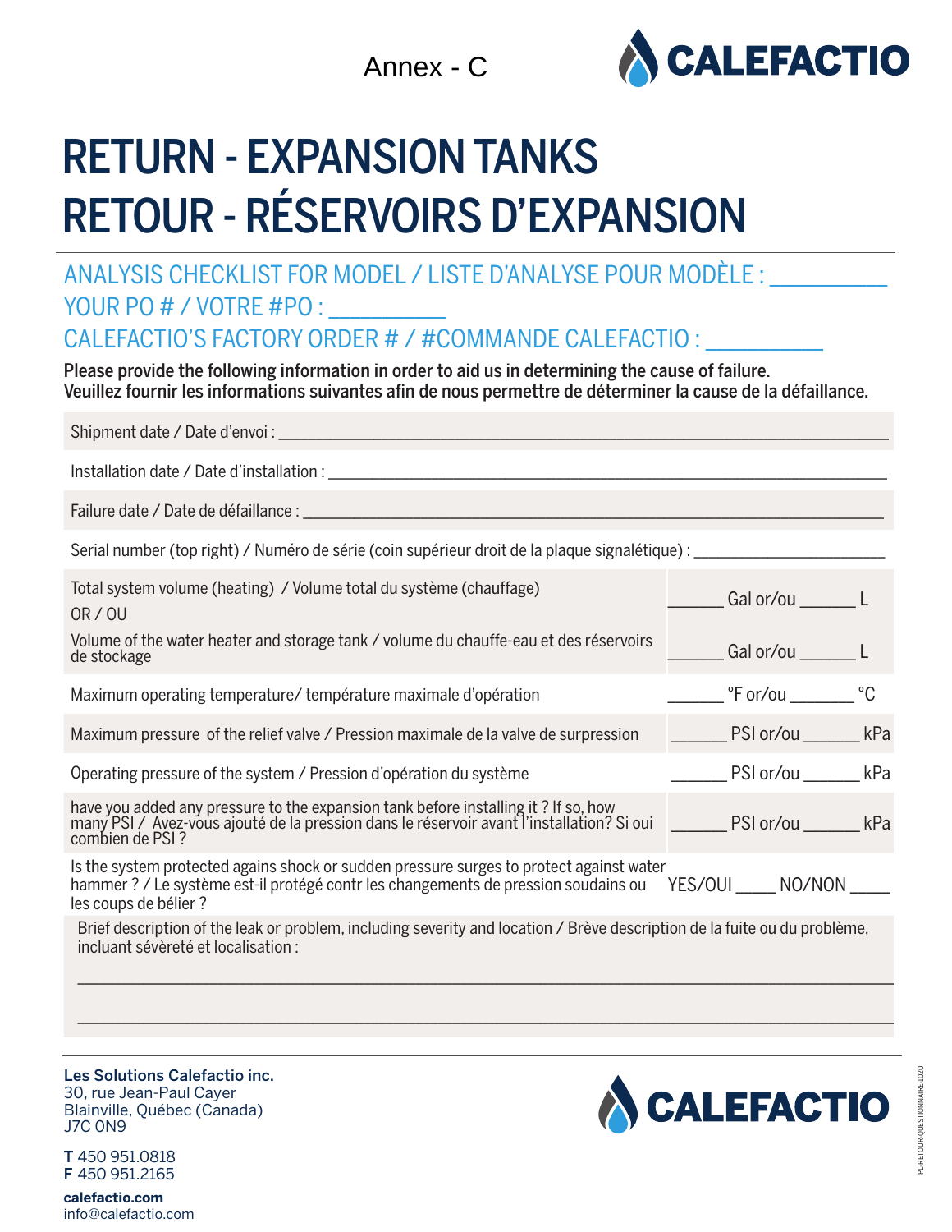Annex - C

CALEFACTIO

# RETURN - EXPANSION TANKS
# RETOUR - RÉSERVOIRS D'EXPANSION

## ANALYSIS CHECKLIST FOR MODEL / LISTE D'ANALYSE POUR MODÈLE : __________
## YOUR PO # / VOTRE #PO : __________
## CALEFACTIO'S FACTORY ORDER # / #COMMANDE CALEFACTIO : __________

**Please provide the following information in order to aid us in determining the cause of failure.**
**Veuillez fournir les informations suivantes afin de nous permettre de déterminer la cause de la défaillance.**

Shipment date / Date d'envoi : ____________________________________________

Installation date / Date d'installation : ____________________________________________

Failure date / Date de défaillance : ____________________________________________

Serial number (top right) / Numéro de série (coin supérieur droit de la plaque signalétique) : ______________________

| | |
|---|---|
| Total system volume (heating) / Volume total du système (chauffage)<br>OR / OU | ______ Gal or/ou ______ L |
| Volume of the water heater and storage tank / volume du chauffe-eau et des réservoirs de stockage | ______ Gal or/ou ______ L |
| Maximum operating temperature/ température maximale d'opération | ______ °F or/ou ______ °C |
| Maximum pressure of the relief valve / Pression maximale de la valve de surpression | ______ PSI or/ou ______ kPa |
| Operating pressure of the system / Pression d'opération du système | ______ PSI or/ou ______ kPa |
| have you added any pressure to the expansion tank before installing it ? If so, how many PSI / Avez-vous ajouté de la pression dans le réservoir avant l'installation? Si oui combien de PSI ? | ______ PSI or/ou ______ kPa |
| Is the system protected agains shock or sudden pressure surges to protect against water hammer ? / Le système est-il protégé contr les changements de pression soudains ou les coups de bélier ? | YES/OUI _____ NO/NON _____ |

Brief description of the leak or problem, including severity and location / Brève description de la fuite ou du problème, incluant sévèreté et localisation :

________________________________________________________________________________

________________________________________________________________________________

**Les Solutions Calefactio inc.**
30, rue Jean-Paul Cayer
Blainville, Québec (Canada)
J7C 0N9

**T** 450 951.0818
**F** 450 951.2165

**calefactio.com**
info@calefactio.com

CALEFACTIO

PL-RETOUR-QUESTIONNAIRE 1020